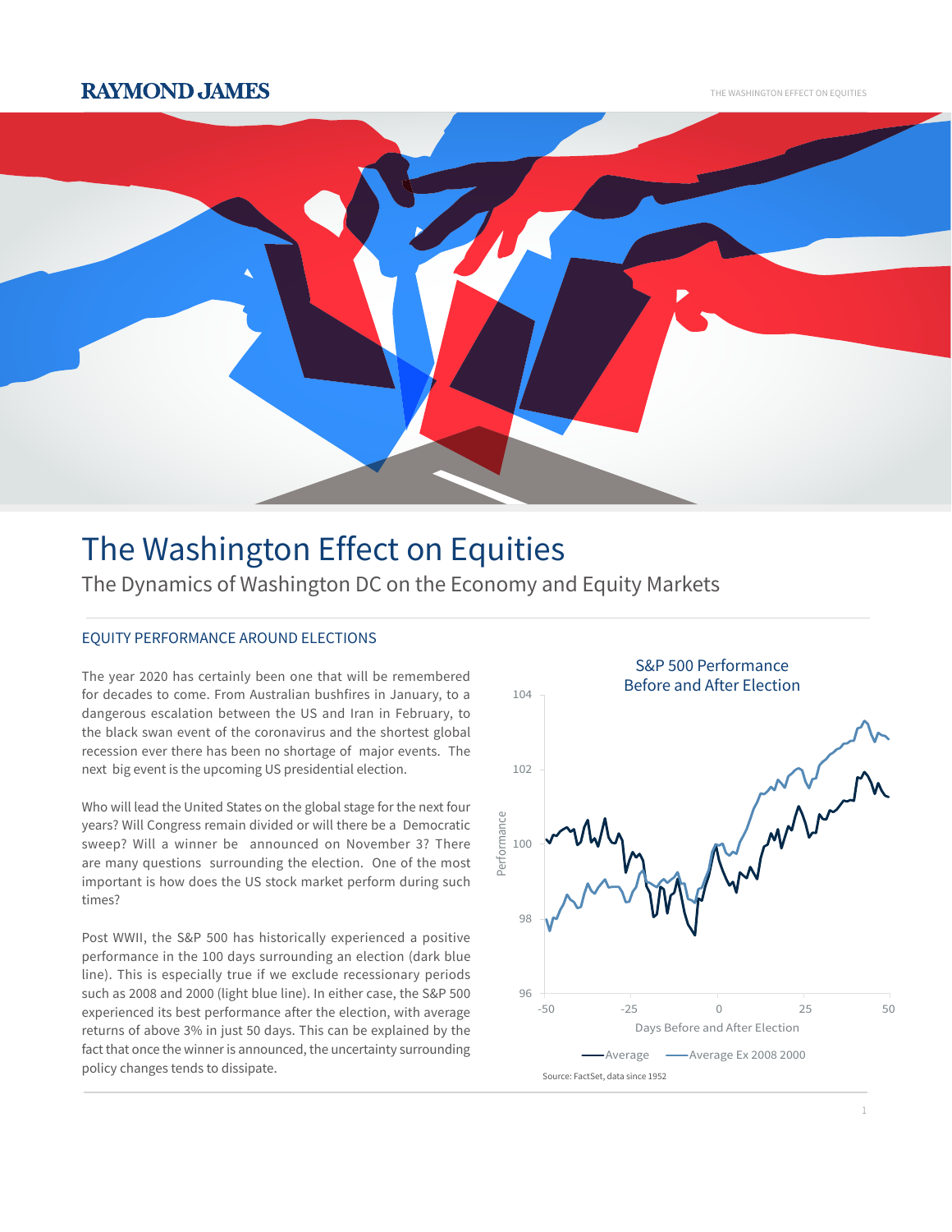# The Washington Effect on Equities

## The Dynamics of Washington DC on the Economy and Equity Markets

### EQUITY PERFORMANCE AROUND ELECTIONS

The year 2020 has certainly been one that will be remembered for decades to come. From Australian bushfires in January, to a dangerous escalation between the US and Iran in February, to the black swan event of the coronavirus and the shortest global recession ever there has been no shortage of major events. The next big event is the upcoming US presidential election.

Who will lead the United States on the global stage for the next four years? Will Congress remain divided or will there be a Democratic sweep? Will a winner be announced on November 3? There are many questions surrounding the election. One of the most important is how does the US stock market perform during such times?

Post WWII, the S&P 500 has historically experienced a positive performance in the 100 days surrounding an election (dark blue line). This is especially true if we exclude recessionary periods such as 2008 and 2000 (light blue line). In either case, the S&P 500 experienced its best performance after the election, with average returns of above 3% in just 50 days. This can be explained by the fact that once the winner is announced, the uncertainty surrounding policy changes tends to dissipate.

**S&P 500 Performance Before and After Election**

Performance (96–104) vs. Days Before and After Election (-50 to 50)

Legend: Average; Average Ex 2008 2000

Source: FactSet, data since 1952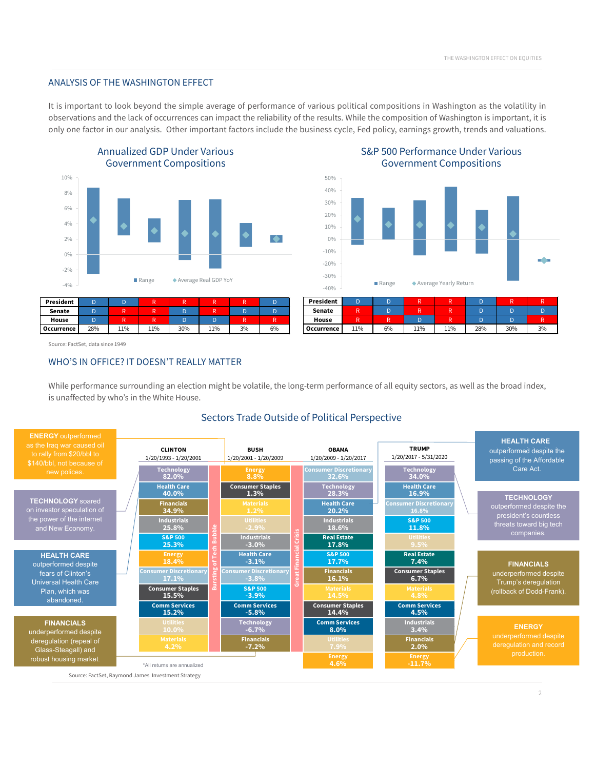## ANALYSIS OF THE WASHINGTON EFFECT

It is important to look beyond the simple average of performance of various political compositions in Washington as the volatility in observations and the lack of occurrences can impact the reliability of the results. While the composition of Washington is important, it is only one factor in our analysis. Other important factors include the business cycle, Fed policy, earnings growth, trends and valuations.

### Annualized GDP Under Various Government Compositions

| President | D | D | R | R | R | R | D |
|---|---|---|---|---|---|---|---|
| Senate | D | R | R | D | R | D | D |
| House | D | R | R | D | D | R | R |
| Occurrence | 28% | 11% | 11% | 30% | 11% | 3% | 6% |

### S&P 500 Performance Under Various Government Compositions

| President | D | D | R | R | D | R | R |
|---|---|---|---|---|---|---|---|
| Senate | R | D | R | R | D | D | D |
| House | R | R | D | R | D | D | R |
| Occurrence | 11% | 6% | 11% | 11% | 28% | 30% | 3% |

Source: FactSet, data since 1949

## WHO'S IN OFFICE? IT DOESN'T REALLY MATTER

While performance surrounding an election might be volatile, the long-term performance of all equity sectors, as well as the broad index, is unaffected by who's in the White House.

### Sectors Trade Outside of Political Perspective

| CLINTON 1/20/1993 - 1/20/2001 | BUSH 1/20/2001 - 1/20/2009 | OBAMA 1/20/2009 - 1/20/2017 | TRUMP 1/20/2017 - 5/31/2020 |
|---|---|---|---|
| Technology 82.0% | Energy 8.8% | Consumer Discretionary 32.6% | Technology 34.0% |
| Health Care 40.0% | Consumer Staples 1.3% | Technology 28.3% | Health Care 16.9% |
| Financials 34.9% | Materials 1.2% | Health Care 20.2% | Consumer Discretionary 16.8% |
| Industrials 25.8% | Utilities -2.9% | Industrials 18.6% | S&P 500 11.8% |
| S&P 500 25.3% | Industrials -3.0% | Real Estate 17.8% | Utilities 9.5% |
| Energy 18.4% | Health Care -3.1% | S&P 500 17.7% | Real Estate 7.4% |
| Consumer Discretionary 17.1% | Consumer Discretionary -3.8% | Financials 16.1% | Consumer Staples 6.7% |
| Consumer Staples 15.5% | S&P 500 -3.9% | Materials 14.5% | Materials 4.8% |
| Comm Services 15.2% | Comm Services -5.8% | Consumer Staples 14.4% | Comm Services 4.5% |
| Utilities 10.0% | Technology -6.7% | Comm Services 8.0% | Industrials 3.4% |
| Materials 4.2% | Financials -7.2% | Utilities 7.9% | Financials 2.0% |
| | | Energy 4.6% | Energy -11.7% |

Bursting of Tech Bubble (between Clinton and Bush); Great Financial Crisis (between Bush and Obama)

**ENERGY** outperformed as the Iraq war caused oil to rally from $20/bbl to $140/bbl, not because of new polices.

**TECHNOLOGY** soared on investor speculation of the power of the internet and New Economy.

**HEALTH CARE** outperformed despite fears of Clinton's Universal Health Care Plan, which was abandoned.

**FINANCIALS** underperformed despite deregulation (repeal of Glass-Steagall) and robust housing market.

**HEALTH CARE** outperformed despite the passing of the Affordable Care Act.

**TECHNOLOGY** outperformed despite the president's countless threats toward big tech companies.

**FINANCIALS** underperformed despite Trump's deregulation (rollback of Dodd-Frank).

**ENERGY** underperformed despite deregulation and record production.

*All returns are annualized

Source: FactSet, Raymond James Investment Strategy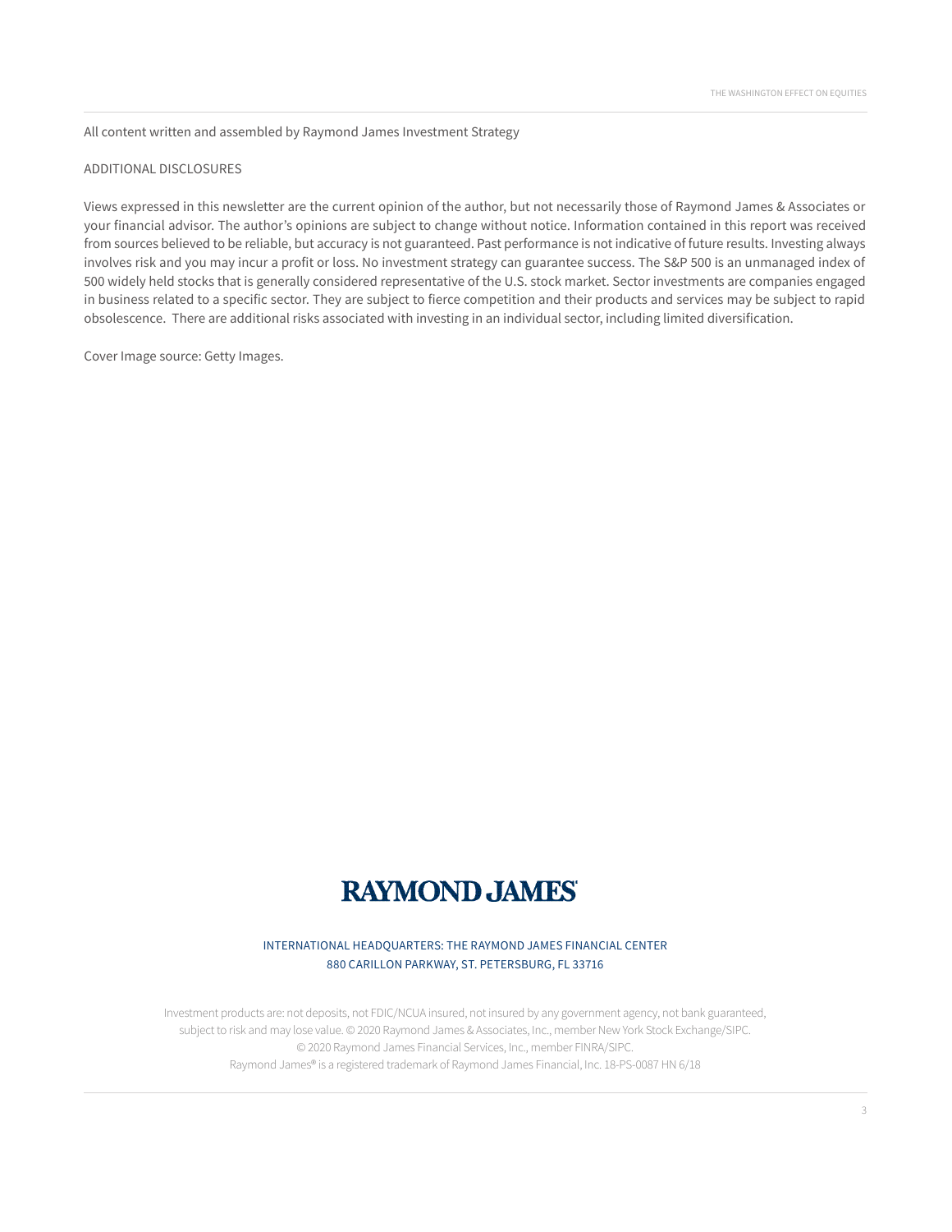All content written and assembled by Raymond James Investment Strategy

ADDITIONAL DISCLOSURES

Views expressed in this newsletter are the current opinion of the author, but not necessarily those of Raymond James & Associates or your financial advisor. The author's opinions are subject to change without notice. Information contained in this report was received from sources believed to be reliable, but accuracy is not guaranteed. Past performance is not indicative of future results. Investing always involves risk and you may incur a profit or loss. No investment strategy can guarantee success. The S&P 500 is an unmanaged index of 500 widely held stocks that is generally considered representative of the U.S. stock market. Sector investments are companies engaged in business related to a specific sector. They are subject to fierce competition and their products and services may be subject to rapid obsolescence. There are additional risks associated with investing in an individual sector, including limited diversification.

Cover Image source: Getty Images.

RAYMOND JAMES®

INTERNATIONAL HEADQUARTERS: THE RAYMOND JAMES FINANCIAL CENTER
880 CARILLON PARKWAY, ST. PETERSBURG, FL 33716

Investment products are: not deposits, not FDIC/NCUA insured, not insured by any government agency, not bank guaranteed, subject to risk and may lose value. © 2020 Raymond James & Associates, Inc., member New York Stock Exchange/SIPC.
© 2020 Raymond James Financial Services, Inc., member FINRA/SIPC.
Raymond James® is a registered trademark of Raymond James Financial, Inc. 18-PS-0087 HN 6/18